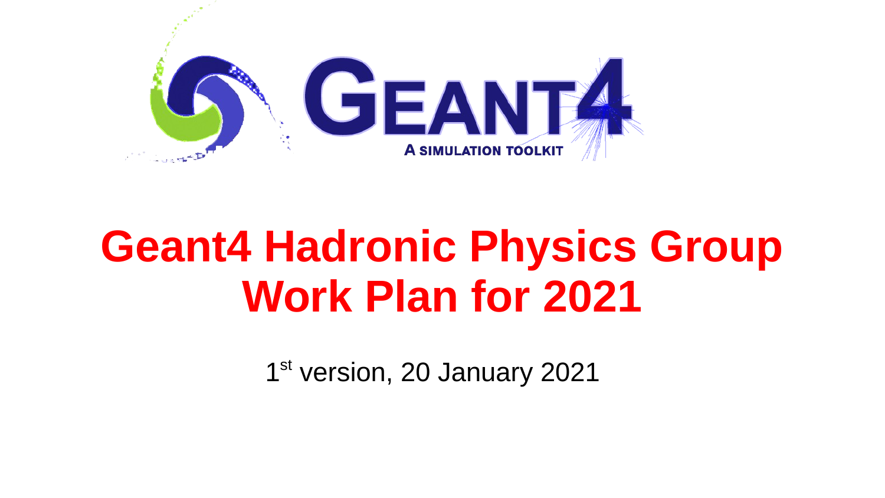GEANT4

A SIMULATION TOOLKIT

# Geant4 Hadronic Physics Group Work Plan for 2021

1st version, 20 January 2021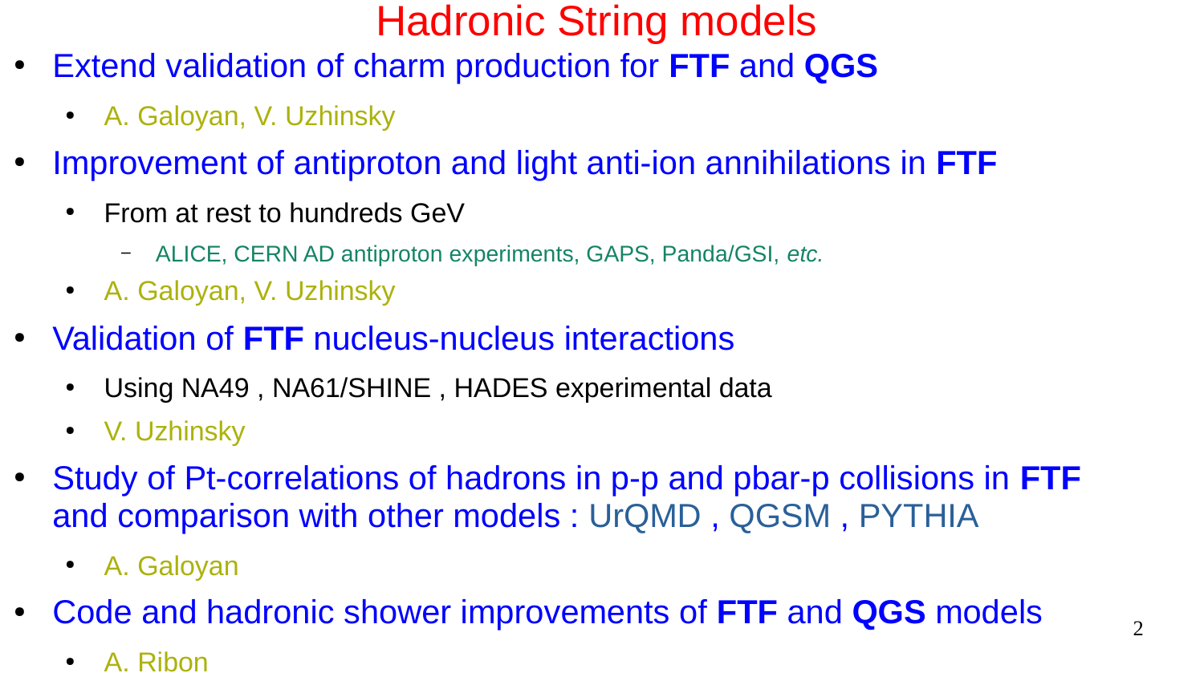# Hadronic String models

- Extend validation of charm production for **FTF** and **QGS**
  - A. Galoyan, V. Uzhinsky
- Improvement of antiproton and light anti-ion annihilations in **FTF**
  - From at rest to hundreds GeV
    - ALICE, CERN AD antiproton experiments, GAPS, Panda/GSI, *etc.*
  - A. Galoyan, V. Uzhinsky
- Validation of **FTF** nucleus-nucleus interactions
  - Using NA49 , NA61/SHINE , HADES experimental data
  - V. Uzhinsky
- Study of Pt-correlations of hadrons in p-p and pbar-p collisions in **FTF** and comparison with other models : UrQMD , QGSM , PYTHIA
  - A. Galoyan
- Code and hadronic shower improvements of **FTF** and **QGS** models
  - A. Ribon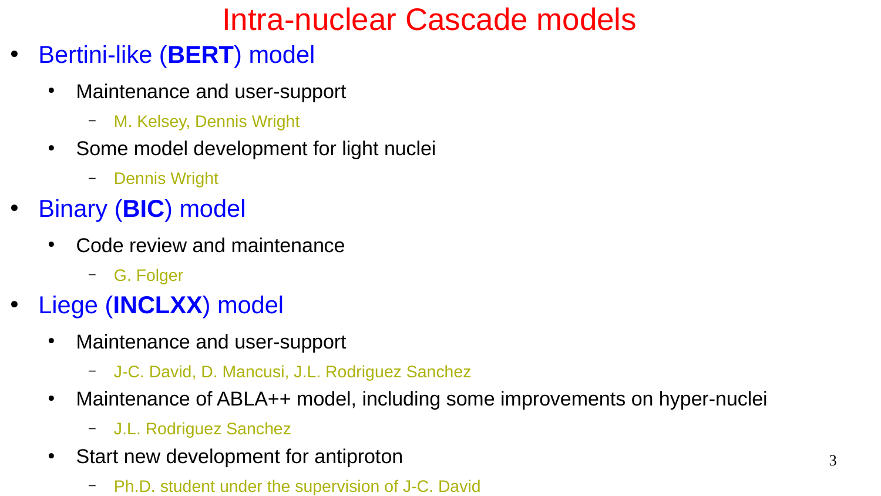# Intra-nuclear Cascade models

- Bertini-like (**BERT**) model
  - Maintenance and user-support
    - M. Kelsey, Dennis Wright
  - Some model development for light nuclei
    - Dennis Wright
- Binary (**BIC**) model
  - Code review and maintenance
    - G. Folger
- Liege (**INCLXX**) model
  - Maintenance and user-support
    - J-C. David, D. Mancusi, J.L. Rodriguez Sanchez
  - Maintenance of ABLA++ model, including some improvements on hyper-nuclei
    - J.L. Rodriguez Sanchez
  - Start new development for antiproton
    - Ph.D. student under the supervision of J-C. David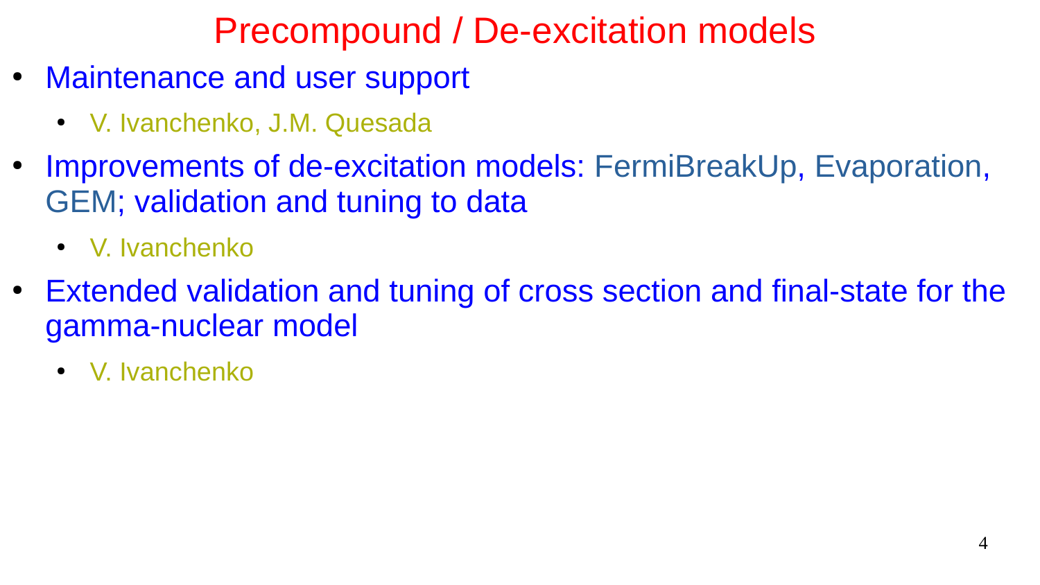# Precompound / De-excitation models

- Maintenance and user support
  - V. Ivanchenko, J.M. Quesada
- Improvements of de-excitation models: FermiBreakUp, Evaporation, GEM; validation and tuning to data
  - V. Ivanchenko
- Extended validation and tuning of cross section and final-state for the gamma-nuclear model
  - V. Ivanchenko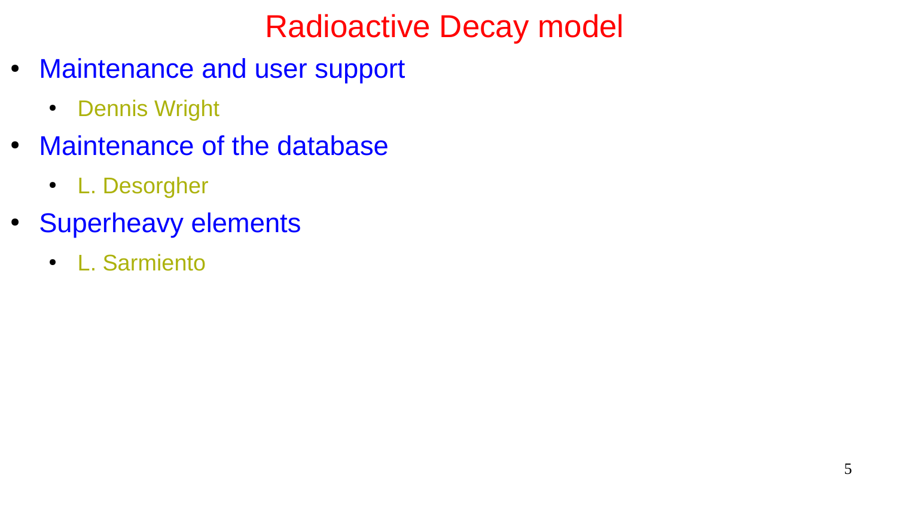# Radioactive Decay model

- Maintenance and user support
  - Dennis Wright
- Maintenance of the database
  - L. Desorgher
- Superheavy elements
  - L. Sarmiento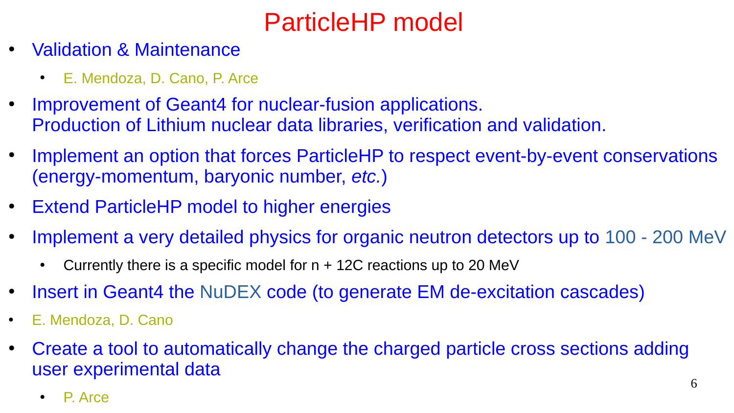# ParticleHP model

- Validation & Maintenance
  - E. Mendoza, D. Cano, P. Arce
- Improvement of Geant4 for nuclear-fusion applications.
  Production of Lithium nuclear data libraries, verification and validation.
- Implement an option that forces ParticleHP to respect event-by-event conservations (energy-momentum, baryonic number, *etc.*)
- Extend ParticleHP model to higher energies
- Implement a very detailed physics for organic neutron detectors up to 100 - 200 MeV
  - Currently there is a specific model for n + 12C reactions up to 20 MeV
- Insert in Geant4 the NuDEX code (to generate EM de-excitation cascades)
- E. Mendoza, D. Cano
- Create a tool to automatically change the charged particle cross sections adding user experimental data
  - P. Arce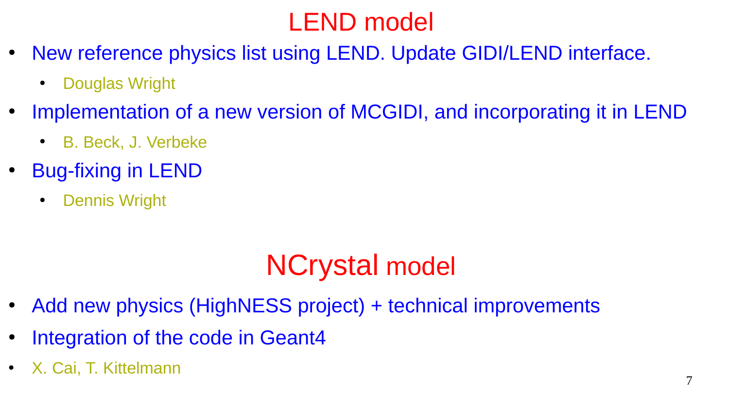# LEND model

- New reference physics list using LEND. Update GIDI/LEND interface.
  - Douglas Wright
- Implementation of a new version of MCGIDI, and incorporating it in LEND
  - B. Beck, J. Verbeke
- Bug-fixing in LEND
  - Dennis Wright

# NCrystal model

- Add new physics (HighNESS project) + technical improvements
- Integration of the code in Geant4
- X. Cai, T. Kittelmann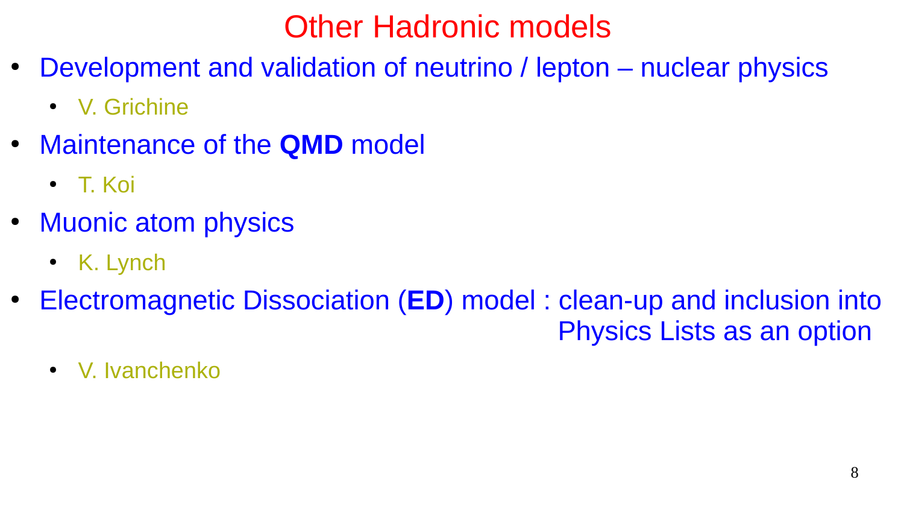# Other Hadronic models

- Development and validation of neutrino / lepton – nuclear physics
  - V. Grichine
- Maintenance of the **QMD** model
  - T. Koi
- Muonic atom physics
  - K. Lynch
- Electromagnetic Dissociation (**ED**) model : clean-up and inclusion into Physics Lists as an option
  - V. Ivanchenko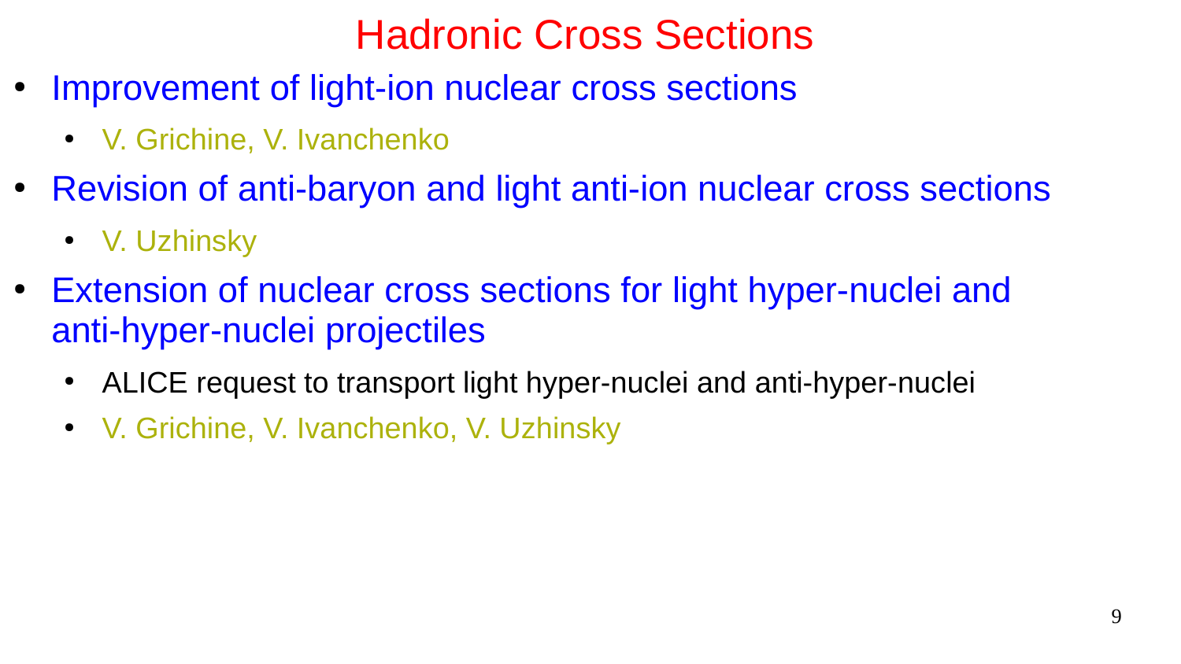# Hadronic Cross Sections

- Improvement of light-ion nuclear cross sections
  - V. Grichine, V. Ivanchenko
- Revision of anti-baryon and light anti-ion nuclear cross sections
  - V. Uzhinsky
- Extension of nuclear cross sections for light hyper-nuclei and anti-hyper-nuclei projectiles
  - ALICE request to transport light hyper-nuclei and anti-hyper-nuclei
  - V. Grichine, V. Ivanchenko, V. Uzhinsky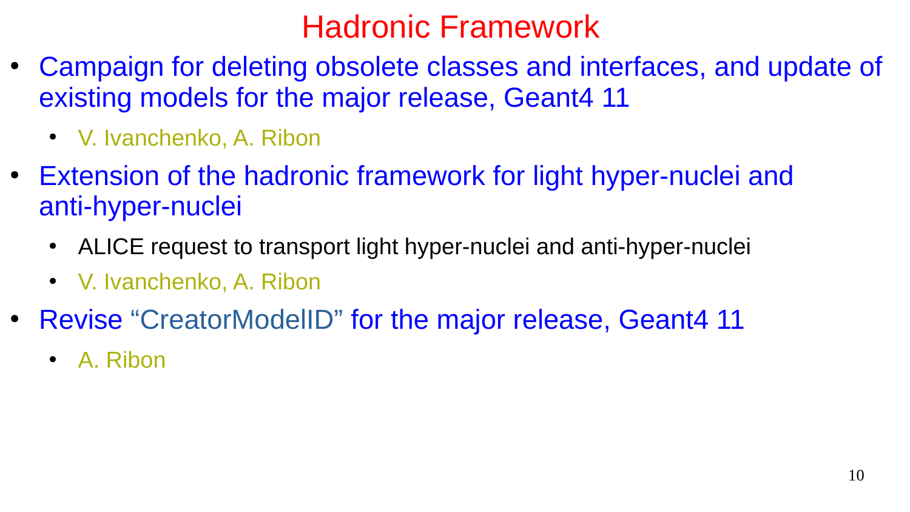# Hadronic Framework

- Campaign for deleting obsolete classes and interfaces, and update of existing models for the major release, Geant4 11
  - V. Ivanchenko, A. Ribon
- Extension of the hadronic framework for light hyper-nuclei and anti-hyper-nuclei
  - ALICE request to transport light hyper-nuclei and anti-hyper-nuclei
  - V. Ivanchenko, A. Ribon
- Revise "CreatorModelID" for the major release, Geant4 11
  - A. Ribon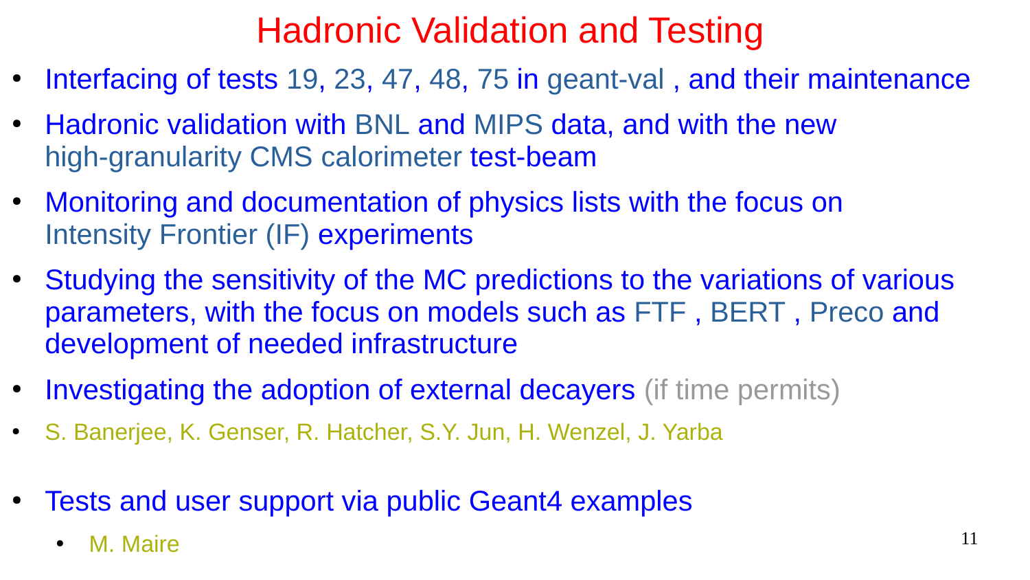# Hadronic Validation and Testing

- Interfacing of tests 19, 23, 47, 48, 75 in geant-val , and their maintenance
- Hadronic validation with BNL and MIPS data, and with the new high-granularity CMS calorimeter test-beam
- Monitoring and documentation of physics lists with the focus on Intensity Frontier (IF) experiments
- Studying the sensitivity of the MC predictions to the variations of various parameters, with the focus on models such as FTF , BERT , Preco and development of needed infrastructure
- Investigating the adoption of external decayers (if time permits)
- S. Banerjee, K. Genser, R. Hatcher, S.Y. Jun, H. Wenzel, J. Yarba

- Tests and user support via public Geant4 examples
  - M. Maire